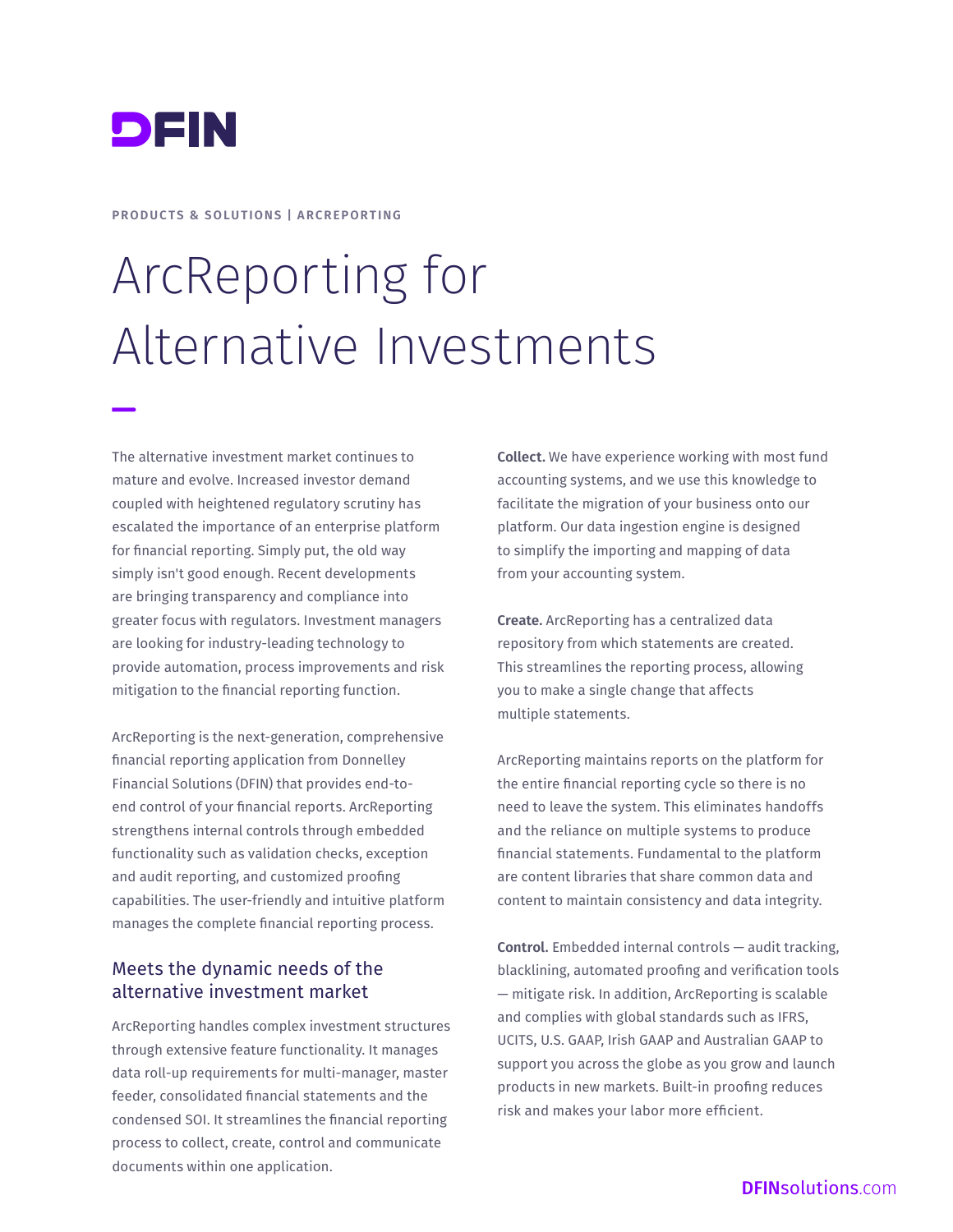DFIN

PRODUCTS & SOLUTIONS | ARCREPORTING

# ArcReporting for Alternative Investments

The alternative investment market continues to mature and evolve. Increased investor demand coupled with heightened regulatory scrutiny has escalated the importance of an enterprise platform for financial reporting. Simply put, the old way simply isn't good enough. Recent developments are bringing transparency and compliance into greater focus with regulators. Investment managers are looking for industry-leading technology to provide automation, process improvements and risk mitigation to the financial reporting function.

ArcReporting is the next-generation, comprehensive financial reporting application from Donnelley Financial Solutions (DFIN) that provides end-to-end control of your financial reports. ArcReporting strengthens internal controls through embedded functionality such as validation checks, exception and audit reporting, and customized proofing capabilities. The user-friendly and intuitive platform manages the complete financial reporting process.

## Meets the dynamic needs of the alternative investment market

ArcReporting handles complex investment structures through extensive feature functionality. It manages data roll-up requirements for multi-manager, master feeder, consolidated financial statements and the condensed SOI. It streamlines the financial reporting process to collect, create, control and communicate documents within one application.

**Collect.** We have experience working with most fund accounting systems, and we use this knowledge to facilitate the migration of your business onto our platform. Our data ingestion engine is designed to simplify the importing and mapping of data from your accounting system.

**Create.** ArcReporting has a centralized data repository from which statements are created. This streamlines the reporting process, allowing you to make a single change that affects multiple statements.

ArcReporting maintains reports on the platform for the entire financial reporting cycle so there is no need to leave the system. This eliminates handoffs and the reliance on multiple systems to produce financial statements. Fundamental to the platform are content libraries that share common data and content to maintain consistency and data integrity.

**Control.** Embedded internal controls — audit tracking, blacklining, automated proofing and verification tools — mitigate risk. In addition, ArcReporting is scalable and complies with global standards such as IFRS, UCITS, U.S. GAAP, Irish GAAP and Australian GAAP to support you across the globe as you grow and launch products in new markets. Built-in proofing reduces risk and makes your labor more efficient.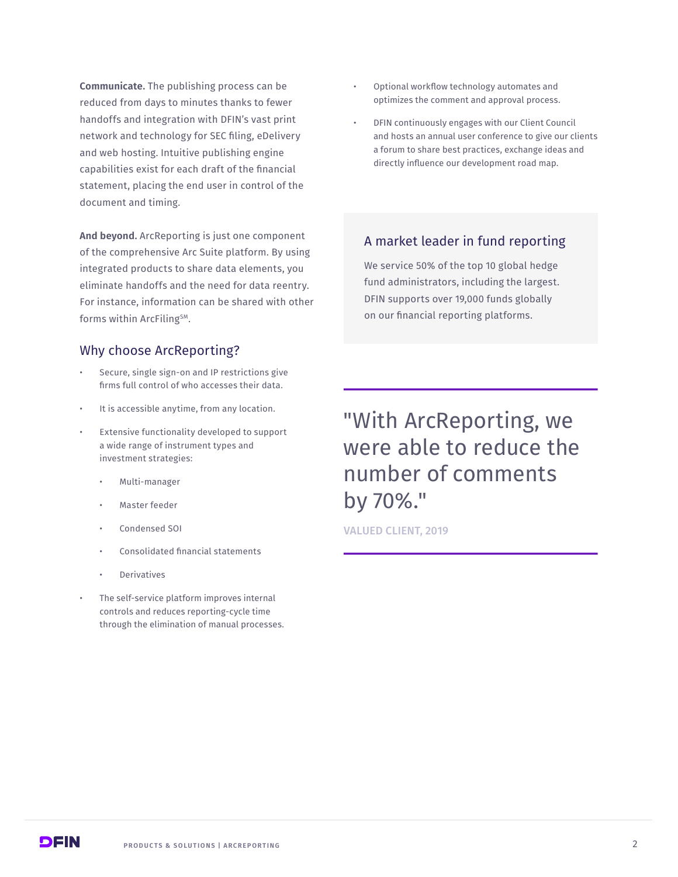**Communicate.** The publishing process can be reduced from days to minutes thanks to fewer handoffs and integration with DFIN's vast print network and technology for SEC filing, eDelivery and web hosting. Intuitive publishing engine capabilities exist for each draft of the financial statement, placing the end user in control of the document and timing.

**And beyond.** ArcReporting is just one component of the comprehensive Arc Suite platform. By using integrated products to share data elements, you eliminate handoffs and the need for data reentry. For instance, information can be shared with other forms within ArcFiling℠.

## Why choose ArcReporting?

- Secure, single sign-on and IP restrictions give firms full control of who accesses their data.
- It is accessible anytime, from any location.
- Extensive functionality developed to support a wide range of instrument types and investment strategies:
  - Multi-manager
  - Master feeder
  - Condensed SOI
  - Consolidated financial statements
  - Derivatives
- The self-service platform improves internal controls and reduces reporting-cycle time through the elimination of manual processes.
- Optional workflow technology automates and optimizes the comment and approval process.
- DFIN continuously engages with our Client Council and hosts an annual user conference to give our clients a forum to share best practices, exchange ideas and directly influence our development road map.

## A market leader in fund reporting

We service 50% of the top 10 global hedge fund administrators, including the largest. DFIN supports over 19,000 funds globally on our financial reporting platforms.

> "With ArcReporting, we were able to reduce the number of comments by 70%."
>
> VALUED CLIENT, 2019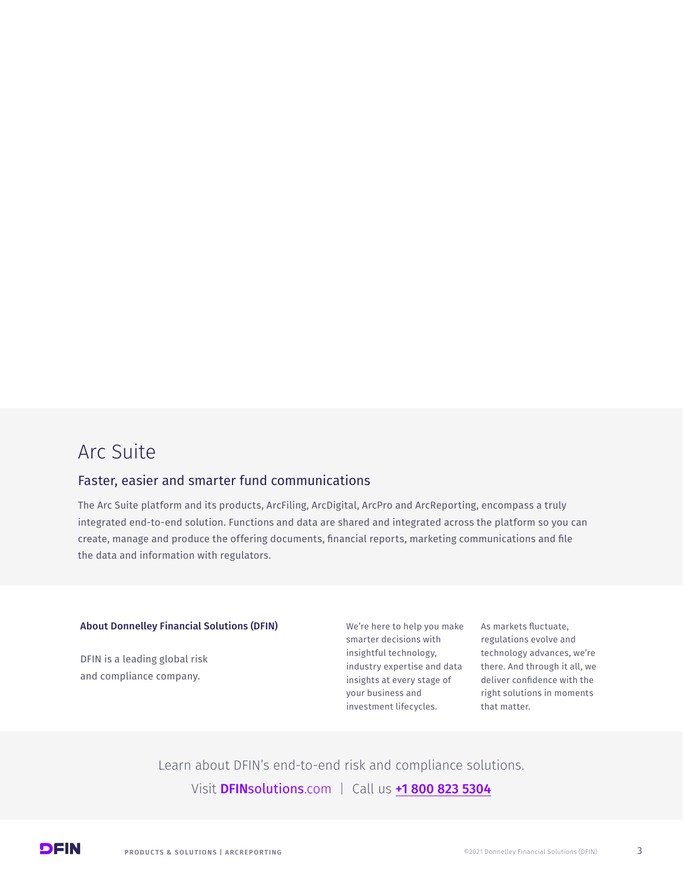# Arc Suite

## Faster, easier and smarter fund communications

The Arc Suite platform and its products, ArcFiling, ArcDigital, ArcPro and ArcReporting, encompass a truly integrated end-to-end solution. Functions and data are shared and integrated across the platform so you can create, manage and produce the offering documents, financial reports, marketing communications and file the data and information with regulators.

**About Donnelley Financial Solutions (DFIN)**

DFIN is a leading global risk and compliance company.

We're here to help you make smarter decisions with insightful technology, industry expertise and data insights at every stage of your business and investment lifecycles.

As markets fluctuate, regulations evolve and technology advances, we're there. And through it all, we deliver confidence with the right solutions in moments that matter.

Learn about DFIN's end-to-end risk and compliance solutions.

Visit **DFIN**solutions.com | Call us **+1 800 823 5304**

©2021 Donnelley Financial Solutions (DFIN)